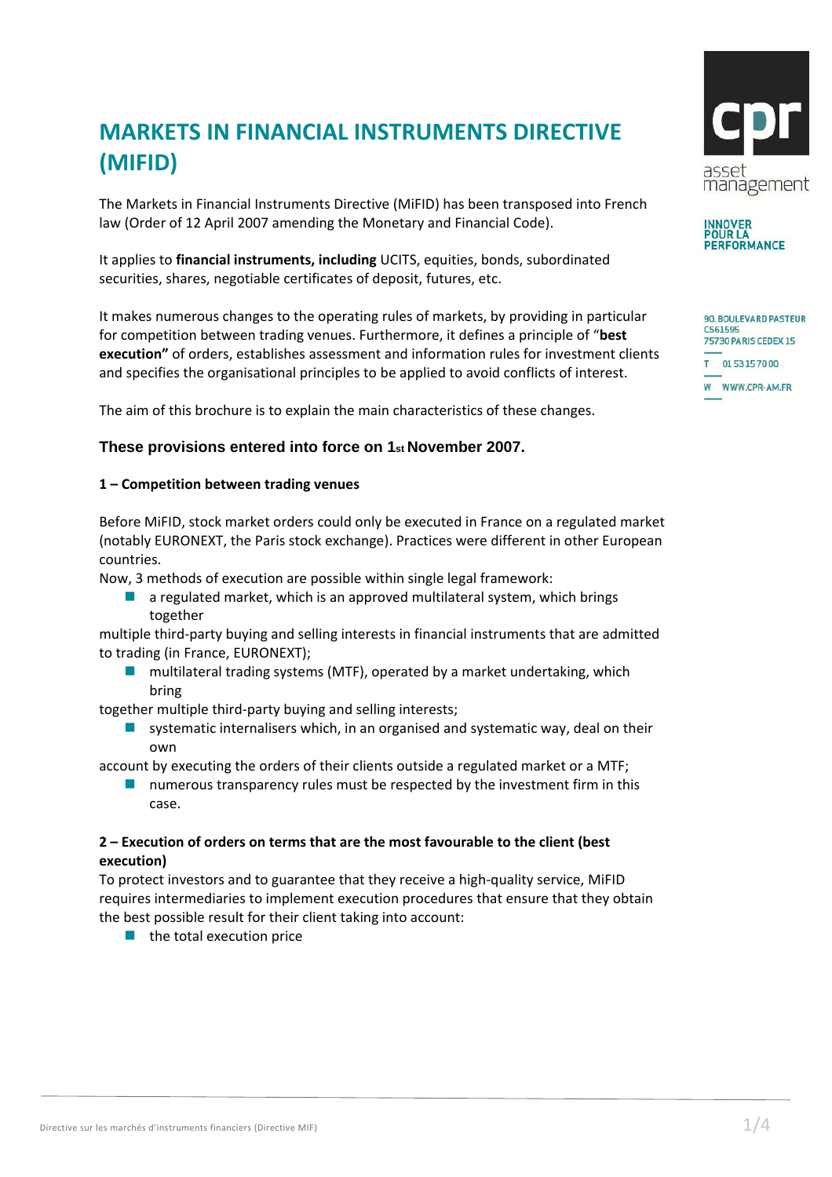# MARKETS IN FINANCIAL INSTRUMENTS DIRECTIVE (MIFID)

cpr asset management

INNOVER POUR LA PERFORMANCE

90, BOULEVARD PASTEUR
CS61595
75730 PARIS CEDEX 15

T 01 53 15 70 00

W WWW.CPR-AM.FR

The Markets in Financial Instruments Directive (MiFID) has been transposed into French law (Order of 12 April 2007 amending the Monetary and Financial Code).

It applies to **financial instruments, including** UCITS, equities, bonds, subordinated securities, shares, negotiable certificates of deposit, futures, etc.

It makes numerous changes to the operating rules of markets, by providing in particular for competition between trading venues. Furthermore, it defines a principle of "**best execution"** of orders, establishes assessment and information rules for investment clients and specifies the organisational principles to be applied to avoid conflicts of interest.

The aim of this brochure is to explain the main characteristics of these changes.

### These provisions entered into force on 1st November 2007.

#### 1 – Competition between trading venues

Before MiFID, stock market orders could only be executed in France on a regulated market (notably EURONEXT, the Paris stock exchange). Practices were different in other European countries.

Now, 3 methods of execution are possible within single legal framework:

- a regulated market, which is an approved multilateral system, which brings together multiple third-party buying and selling interests in financial instruments that are admitted to trading (in France, EURONEXT);
- multilateral trading systems (MTF), operated by a market undertaking, which bring together multiple third-party buying and selling interests;
- systematic internalisers which, in an organised and systematic way, deal on their own account by executing the orders of their clients outside a regulated market or a MTF;
- numerous transparency rules must be respected by the investment firm in this case.

#### 2 – Execution of orders on terms that are the most favourable to the client (best execution)

To protect investors and to guarantee that they receive a high-quality service, MiFID requires intermediaries to implement execution procedures that ensure that they obtain the best possible result for their client taking into account:

- the total execution price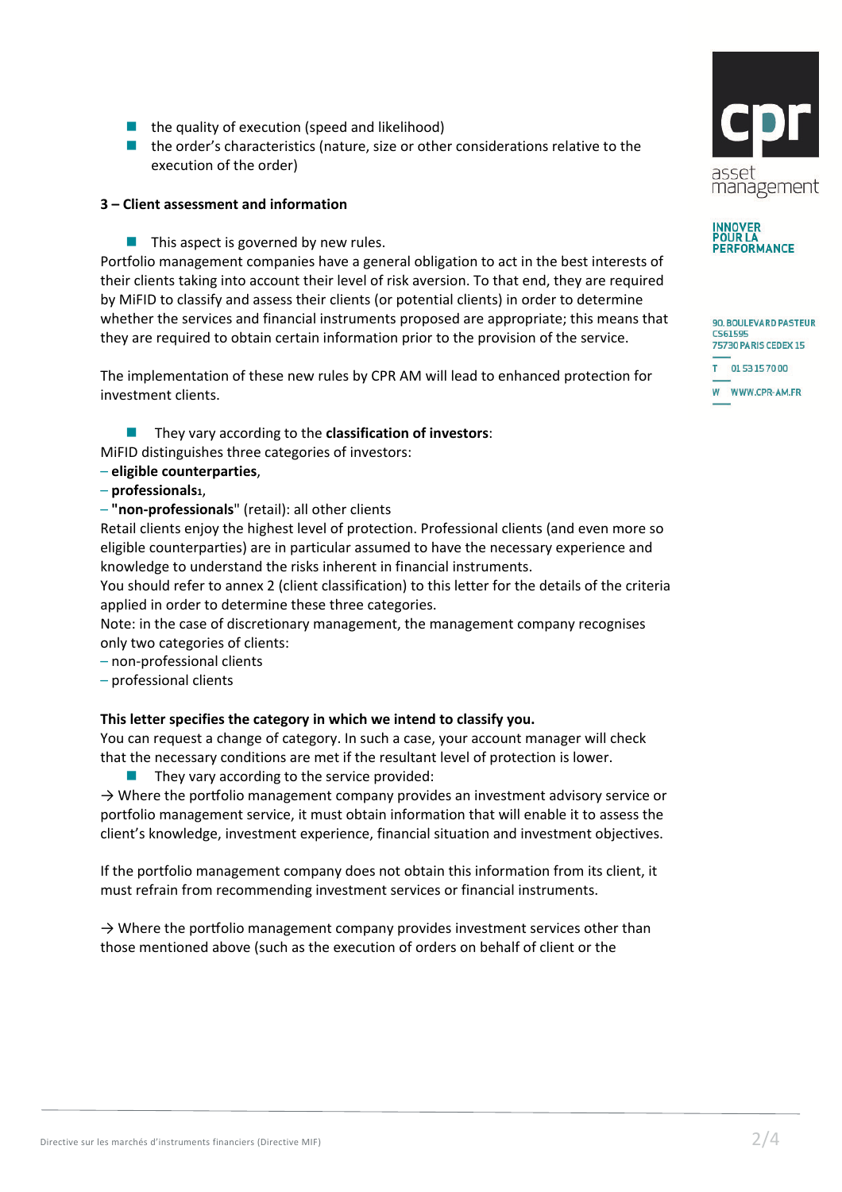- the quality of execution (speed and likelihood)
- the order's characteristics (nature, size or other considerations relative to the execution of the order)

**3 – Client assessment and information**

- This aspect is governed by new rules.

Portfolio management companies have a general obligation to act in the best interests of their clients taking into account their level of risk aversion. To that end, they are required by MiFID to classify and assess their clients (or potential clients) in order to determine whether the services and financial instruments proposed are appropriate; this means that they are required to obtain certain information prior to the provision of the service.

The implementation of these new rules by CPR AM will lead to enhanced protection for investment clients.

- They vary according to the **classification of investors**:

MiFID distinguishes three categories of investors:
– **eligible counterparties**,
– **professionals**[1],
– **"non-professionals"** (retail): all other clients

Retail clients enjoy the highest level of protection. Professional clients (and even more so eligible counterparties) are in particular assumed to have the necessary experience and knowledge to understand the risks inherent in financial instruments.
You should refer to annex 2 (client classification) to this letter for the details of the criteria applied in order to determine these three categories.
Note: in the case of discretionary management, the management company recognises only two categories of clients:
– non-professional clients
– professional clients

**This letter specifies the category in which we intend to classify you.**
You can request a change of category. In such a case, your account manager will check that the necessary conditions are met if the resultant level of protection is lower.

- They vary according to the service provided:

→ Where the portfolio management company provides an investment advisory service or portfolio management service, it must obtain information that will enable it to assess the client's knowledge, investment experience, financial situation and investment objectives.

If the portfolio management company does not obtain this information from its client, it must refrain from recommending investment services or financial instruments.

→ Where the portfolio management company provides investment services other than those mentioned above (such as the execution of orders on behalf of client or the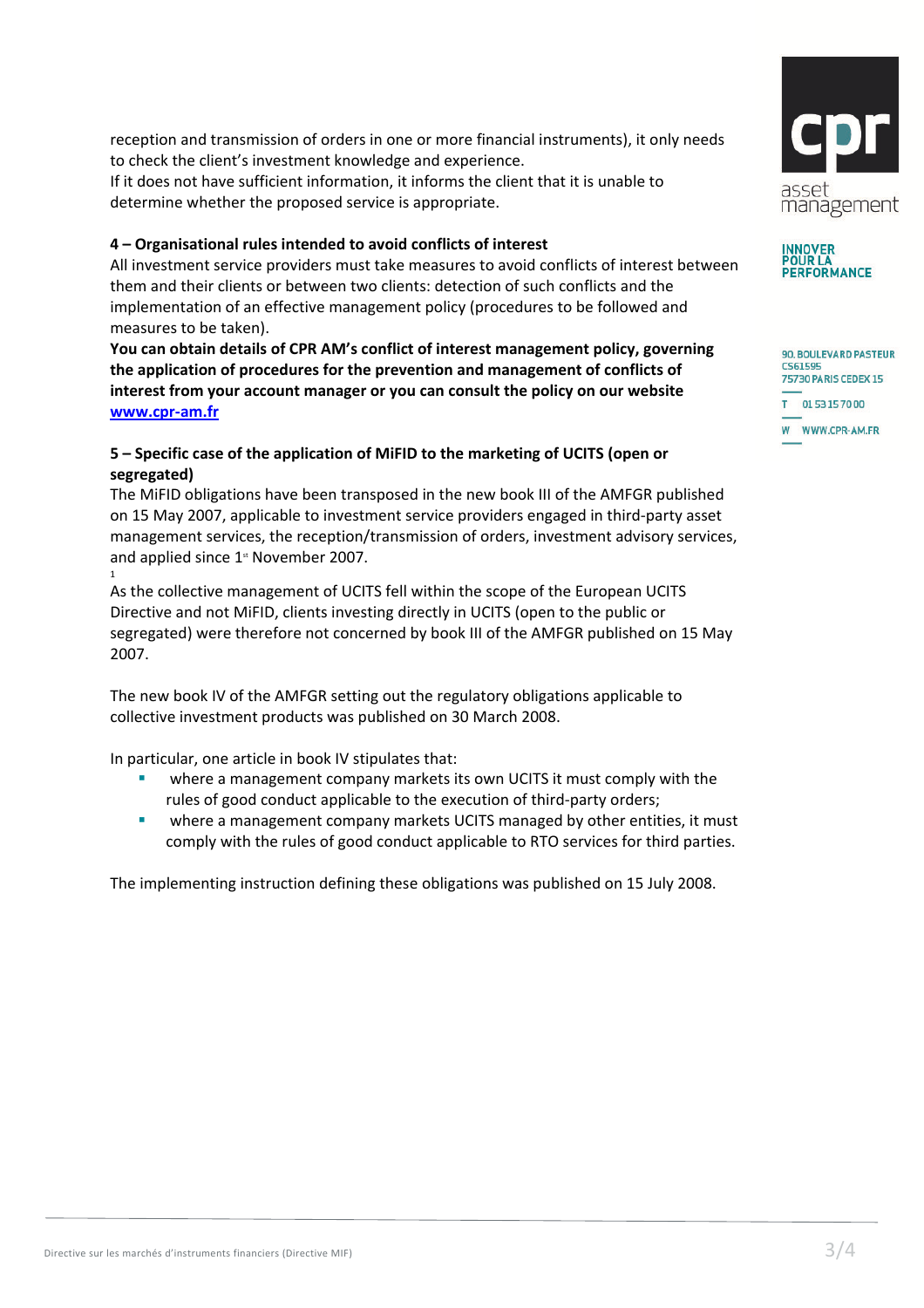reception and transmission of orders in one or more financial instruments), it only needs to check the client's investment knowledge and experience.
If it does not have sufficient information, it informs the client that it is unable to determine whether the proposed service is appropriate.

## 4 – Organisational rules intended to avoid conflicts of interest

All investment service providers must take measures to avoid conflicts of interest between them and their clients or between two clients: detection of such conflicts and the implementation of an effective management policy (procedures to be followed and measures to be taken).
**You can obtain details of CPR AM's conflict of interest management policy, governing the application of procedures for the prevention and management of conflicts of interest from your account manager or you can consult the policy on our website [www.cpr-am.fr](http://www.cpr-am.fr)**

## 5 – Specific case of the application of MiFID to the marketing of UCITS (open or segregated)

The MiFID obligations have been transposed in the new book III of the AMFGR published on 15 May 2007, applicable to investment service providers engaged in third-party asset management services, the reception/transmission of orders, investment advisory services, and applied since 1st November 2007.
[1]
As the collective management of UCITS fell within the scope of the European UCITS Directive and not MiFID, clients investing directly in UCITS (open to the public or segregated) were therefore not concerned by book III of the AMFGR published on 15 May 2007.

The new book IV of the AMFGR setting out the regulatory obligations applicable to collective investment products was published on 30 March 2008.

In particular, one article in book IV stipulates that:

- where a management company markets its own UCITS it must comply with the rules of good conduct applicable to the execution of third-party orders;
- where a management company markets UCITS managed by other entities, it must comply with the rules of good conduct applicable to RTO services for third parties.

The implementing instruction defining these obligations was published on 15 July 2008.